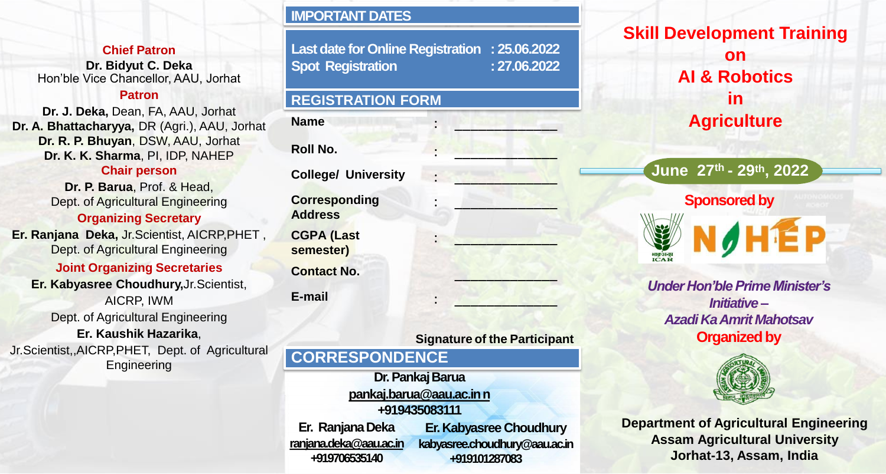**Chief Patron**

**Dr. Bidyut C. Deka**
Hon'ble Vice Chancellor, AAU, Jorhat

**Patron**

**Dr. J. Deka,** Dean, FA, AAU, Jorhat
**Dr. A. Bhattacharyya,** DR (Agri.), AAU, Jorhat
**Dr. R. P. Bhuyan**, DSW, AAU, Jorhat
**Dr. K. K. Sharma**, PI, IDP, NAHEP

**Chair person**

**Dr. P. Barua**, Prof. & Head,
Dept. of Agricultural Engineering

**Organizing Secretary**

**Er. Ranjana Deka,** Jr.Scientist, AICRP,PHET ,
Dept. of Agricultural Engineering

**Joint Organizing Secretaries**

**Er. Kabyasree Choudhury,**Jr.Scientist,
AICRP, IWM
Dept. of Agricultural Engineering
**Er. Kaushik Hazarika**,
Jr.Scientist,,AICRP,PHET, Dept. of Agricultural Engineering

## IMPORTANT DATES

**Last date for Online Registration : 25.06.2022**
**Spot Registration : 27.06.2022**

## REGISTRATION FORM

| | | |
|---|---|---|
| **Name** | : | ______________ |
| **Roll No.** | : | ______________ |
| **College/ University** | : | ______________ |
| **Corresponding Address** | : | ______________ |
| **CGPA (Last semester)** | : | ______________ |
| **Contact No.** | | ______________ |
| **E-mail** | : | ______________ |

**Signature of the Participant**

## CORRESPONDENCE

**Dr. Pankaj Barua**
pankaj.barua@aau.ac.in n
**+919435083111**

**Er. Ranjana Deka**
ranjana.deka@aau.ac.in
**+919706535140**

**Er. Kabyasree Choudhury**
kabyasree.choudhury@aau.ac.in
**+919101287083**

# Skill Development Training on AI & Robotics in Agriculture

**June 27th - 29th, 2022**

**Sponsored by**

NAHEP

***Under Hon'ble Prime Minister's Initiative – Azadi Ka Amrit Mahotsav***

**Organized by**

**Department of Agricultural Engineering**
**Assam Agricultural University**
**Jorhat-13, Assam, India**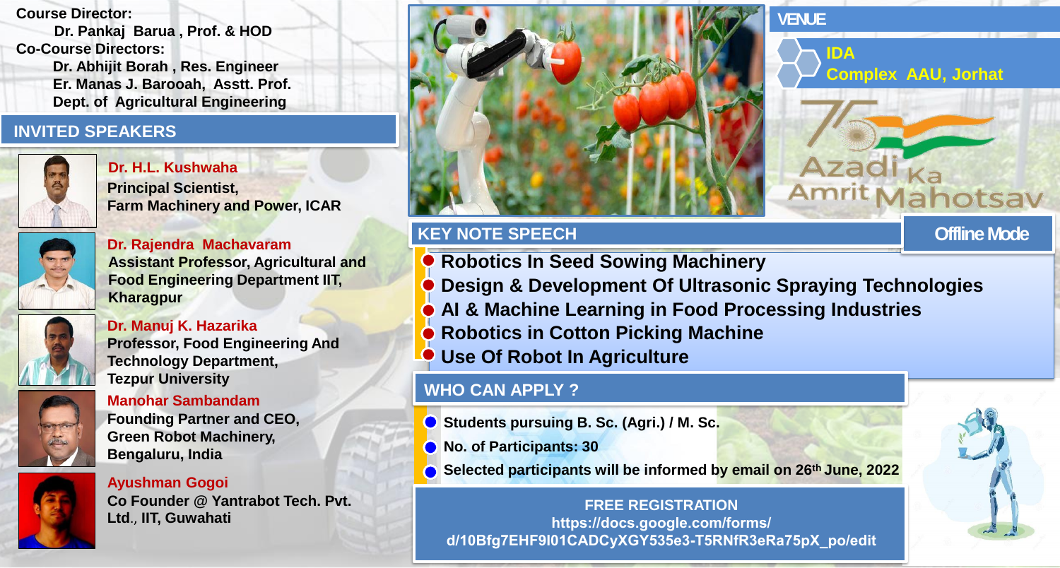**Course Director:**

**Dr. Pankaj Barua , Prof. & HOD**

**Co-Course Directors:**

**Dr. Abhijit Borah , Res. Engineer**
**Er. Manas J. Barooah, Asstt. Prof.**
**Dept. of Agricultural Engineering**

## INVITED SPEAKERS

**Dr. H.L. Kushwaha**
**Principal Scientist, Farm Machinery and Power, ICAR**

**Dr. Rajendra Machavaram**
**Assistant Professor, Agricultural and Food Engineering Department IIT, Kharagpur**

**Dr. Manuj K. Hazarika**
**Professor, Food Engineering And Technology Department, Tezpur University**

**Manohar Sambandam**
**Founding Partner and CEO, Green Robot Machinery, Bengaluru, India**

**Ayushman Gogoi**
**Co Founder @ Yantrabot Tech. Pvt. Ltd., IIT, Guwahati**

## VENUE

**IDA Complex AAU, Jorhat**

Azadi Ka Amrit Mahotsav

**Offline Mode**

## KEY NOTE SPEECH

- **Robotics In Seed Sowing Machinery**
- **Design & Development Of Ultrasonic Spraying Technologies**
- **AI & Machine Learning in Food Processing Industries**
- **Robotics in Cotton Picking Machine**
- **Use Of Robot In Agriculture**

## WHO CAN APPLY ?

- **Students pursuing B. Sc. (Agri.) / M. Sc.**
- **No. of Participants: 30**
- **Selected participants will be informed by email on 26th June, 2022**

**FREE REGISTRATION**
**https://docs.google.com/forms/d/10Bfg7EHF9I01CADCyXGY535e3-T5RNfR3eRa75pX_po/edit**